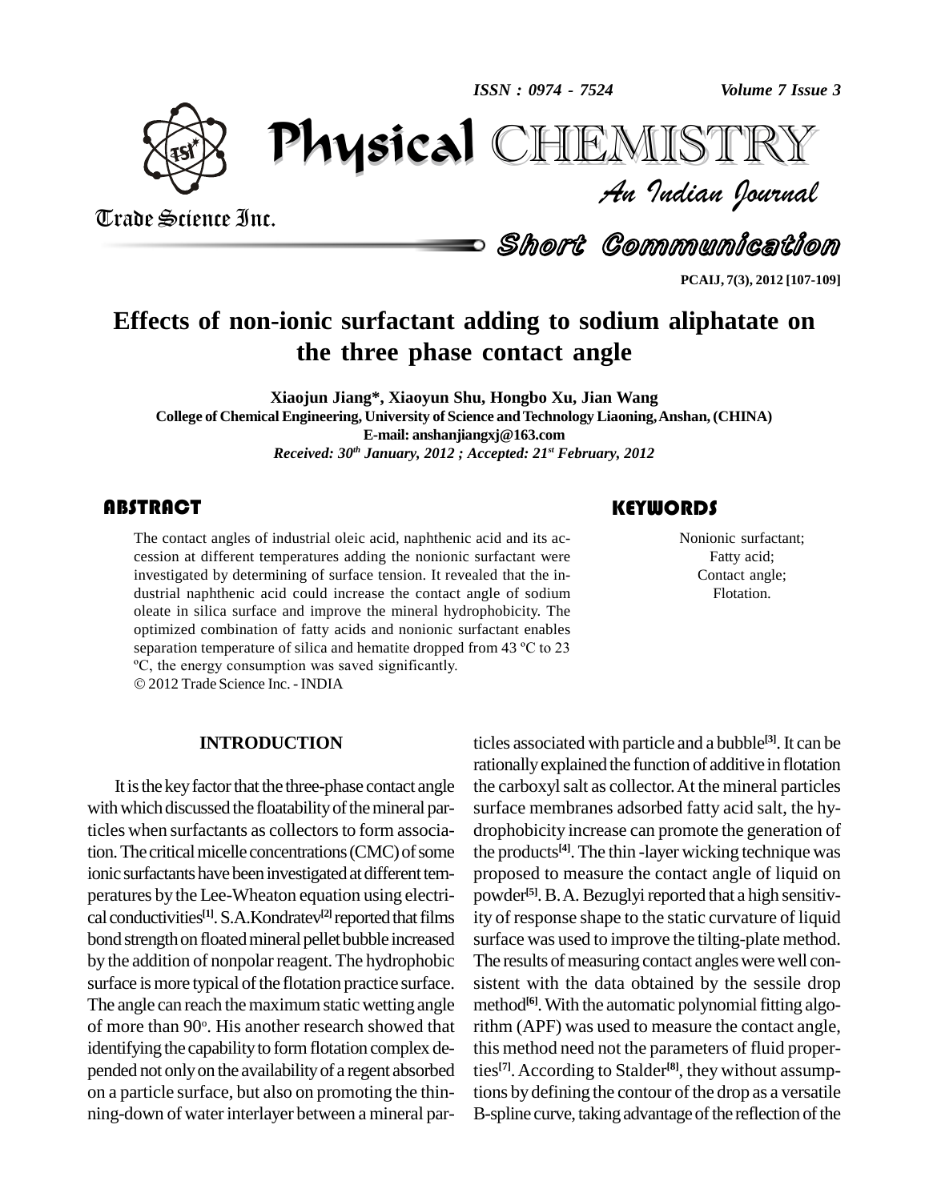# Effects of non-ionic surfactant adding to sodium aliphatate on the three phase contact angle

**Xiaojun Jiang*, Xiaoyun Shu, Hongbo Xu, Jian Wang**

**College of Chemical Engineering, University of Science and Technology Liaoning, Anshan, (CHINA)**

**E-mail: anshanjiangxj@163.com**

*Received: 30th January, 2012 ; Accepted: 21st February, 2012*

## ABSTRACT

The contact angles of industrial oleic acid, naphthenic acid and its accession at different temperatures adding the nonionic surfactant were investigated by determining of surface tension. It revealed that the industrial naphthenic acid could increase the contact angle of sodium oleate in silica surface and improve the mineral hydrophobicity. The optimized combination of fatty acids and nonionic surfactant enables separation temperature of silica and hematite dropped from 43 ºC to 23 ºC, the energy consumption was saved significantly.

© 2012 Trade Science Inc. - INDIA

## KEYWORDS

Nonionic surfactant;
Fatty acid;
Contact angle;
Flotation.

## INTRODUCTION

It is the key factor that the three-phase contact angle with which discussed the floatability of the mineral particles when surfactants as collectors to form association. The critical micelle concentrations (CMC) of some ionic surfactants have been investigated at different temperatures by the Lee-Wheaton equation using electrical conductivities[1]. S.A.Kondratev[2] reported that films bond strength on floated mineral pellet bubble increased by the addition of nonpolar reagent. The hydrophobic surface is more typical of the flotation practice surface. The angle can reach the maximum static wetting angle of more than 90°. His another research showed that identifying the capability to form flotation complex depended not only on the availability of a regent absorbed on a particle surface, but also on promoting the thinning-down of water interlayer between a mineral particles associated with particle and a bubble[3]. It can be rationally explained the function of additive in flotation the carboxyl salt as collector. At the mineral particles surface membranes adsorbed fatty acid salt, the hydrophobicity increase can promote the generation of the products[4]. The thin -layer wicking technique was proposed to measure the contact angle of liquid on powder[5]. B.A. Bezuglyi reported that a high sensitivity of response shape to the static curvature of liquid surface was used to improve the tilting-plate method. The results of measuring contact angles were well consistent with the data obtained by the sessile drop method[6]. With the automatic polynomial fitting algorithm (APF) was used to measure the contact angle, this method need not the parameters of fluid properties[7]. According to Stalder[8], they without assumptions by defining the contour of the drop as a versatile B-spline curve, taking advantage of the reflection of the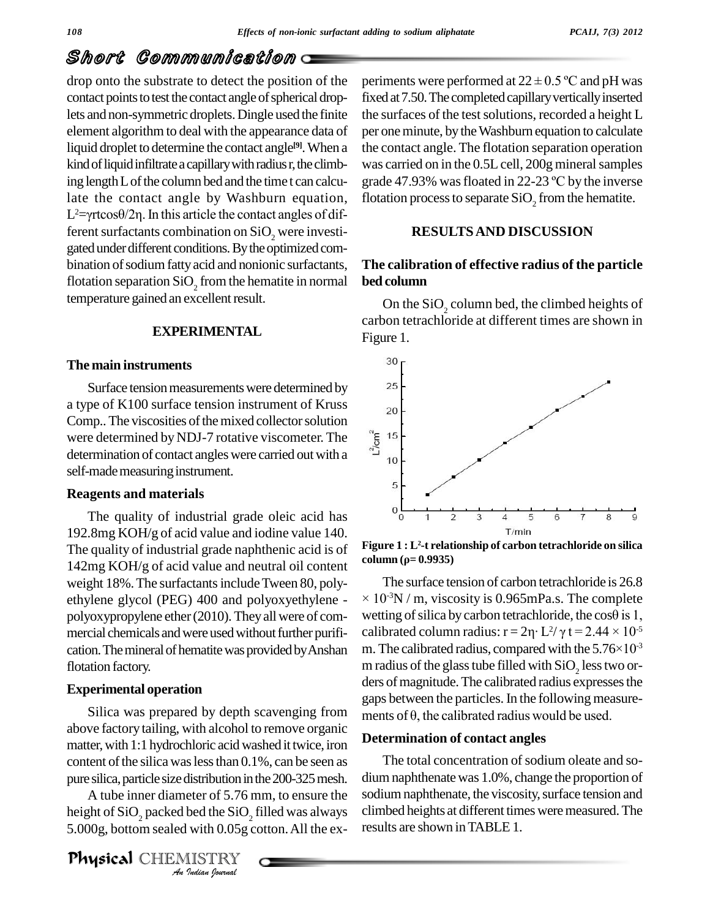drop onto the substrate to detect the position of the contact points to test the contact angle of spherical droplets and non-symmetric droplets. Dingle used the finite element algorithm to deal with the appearance data of liquid droplet to determine the contact angle[9]. When a kind of liquid infiltrate a capillary with radius r, the climbing length L of the column bed and the time t can calculate the contact angle by Washburn equation, $L^2=\gamma rt\cos\theta/2\eta$. In this article the contact angles of different surfactants combination on $SiO_2$ were investigated under different conditions. By the optimized combination of sodium fatty acid and nonionic surfactants, flotation separation $SiO_2$ from the hematite in normal temperature gained an excellent result.

## EXPERIMENTAL

### The main instruments

Surface tension measurements were determined by a type of K100 surface tension instrument of Kruss Comp.. The viscosities of the mixed collector solution were determined by NDJ-7 rotative viscometer. The determination of contact angles were carried out with a self-made measuring instrument.

### Reagents and materials

The quality of industrial grade oleic acid has 192.8mg KOH/g of acid value and iodine value 140. The quality of industrial grade naphthenic acid is of 142mg KOH/g of acid value and neutral oil content weight 18%. The surfactants include Tween 80, polyethylene glycol (PEG) 400 and polyoxyethylene - polyoxypropylene ether (2010). They all were of commercial chemicals and were used without further purification. The mineral of hematite was provided by Anshan flotation factory.

### Experimental operation

Silica was prepared by depth scavenging from above factory tailing, with alcohol to remove organic matter, with 1:1 hydrochloric acid washed it twice, iron content of the silica was less than 0.1%, can be seen as pure silica, particle size distribution in the 200-325 mesh.

A tube inner diameter of 5.76 mm, to ensure the height of $SiO_2$ packed bed the $SiO_2$ filled was always 5.000g, bottom sealed with 0.05g cotton. All the experiments were performed at $22 \pm 0.5$ ºC and pH was fixed at 7.50. The completed capillary vertically inserted the surfaces of the test solutions, recorded a height L per one minute, by the Washburn equation to calculate the contact angle. The flotation separation operation was carried on in the 0.5L cell, 200g mineral samples grade 47.93% was floated in 22-23 ºC by the inverse flotation process to separate $SiO_2$ from the hematite.

## RESULTS AND DISCUSSION

### The calibration of effective radius of the particle bed column

On the $SiO_2$ column bed, the climbed heights of carbon tetrachloride at different times are shown in Figure 1.

**Figure 1 : $L^2$-t relationship of carbon tetrachloride on silica column ($\rho$= 0.9935)**

The surface tension of carbon tetrachloride is $26.8 \times 10^{-3}$N / m, viscosity is 0.965mPa.s. The complete wetting of silica by carbon tetrachloride, the $\cos\theta$ is 1, calibrated column radius: $r = 2\eta \cdot L^2/\gamma t = 2.44 \times 10^{-5}$ m. The calibrated radius, compared with the $5.76\times10^{-3}$ m radius of the glass tube filled with $SiO_2$ less two orders of magnitude. The calibrated radius expresses the gaps between the particles. In the following measurements of $\theta$, the calibrated radius would be used.

### Determination of contact angles

The total concentration of sodium oleate and sodium naphthenate was 1.0%, change the proportion of sodium naphthenate, the viscosity, surface tension and climbed heights at different times were measured. The results are shown in TABLE 1.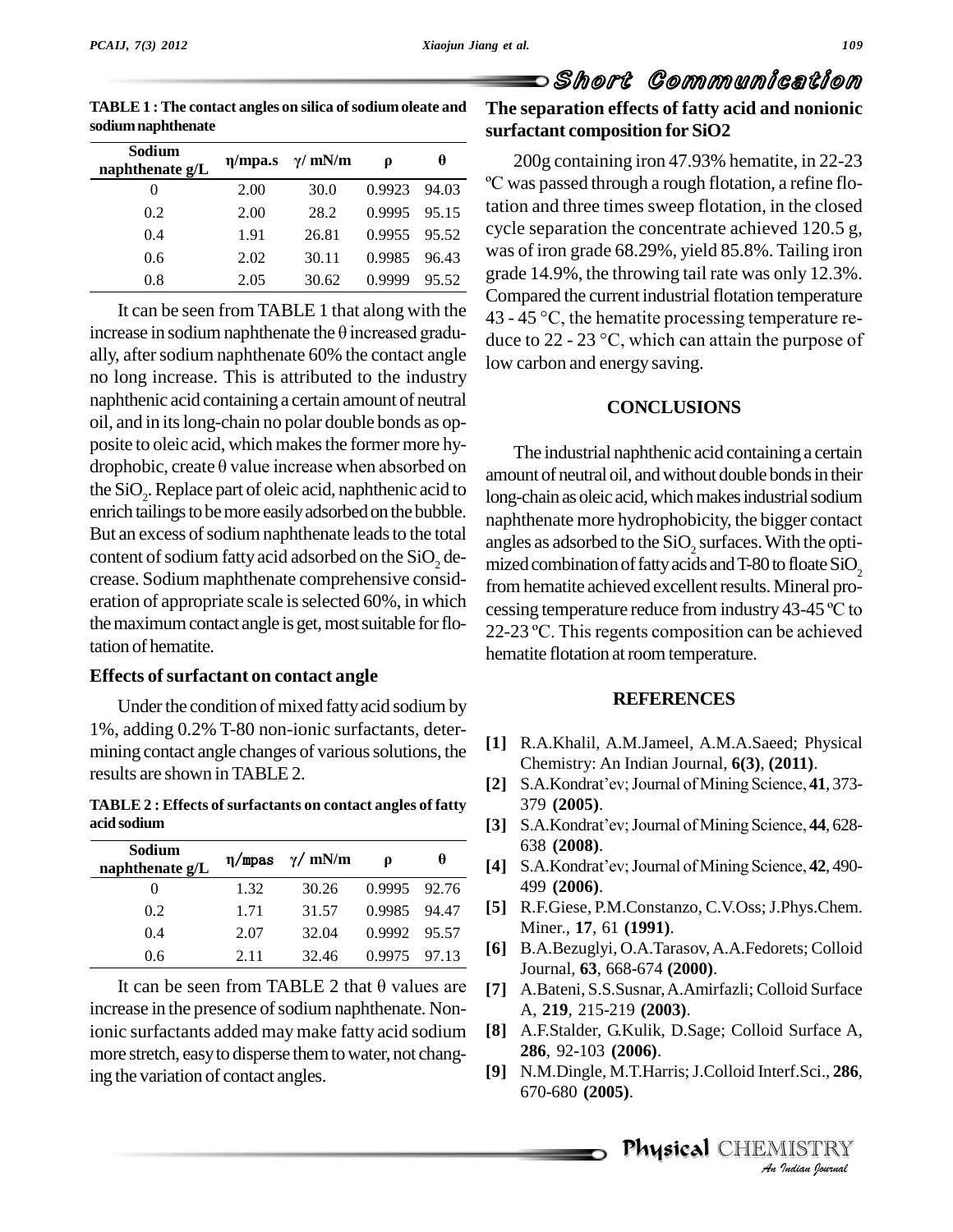**TABLE 1 : The contact angles on silica of sodium oleate and sodium naphthenate**

| Sodium naphthenate g/L | η/mpa.s | γ/ mN/m | ρ | θ |
|---|---|---|---|---|
| 0 | 2.00 | 30.0 | 0.9923 | 94.03 |
| 0.2 | 2.00 | 28.2 | 0.9995 | 95.15 |
| 0.4 | 1.91 | 26.81 | 0.9955 | 95.52 |
| 0.6 | 2.02 | 30.11 | 0.9985 | 96.43 |
| 0.8 | 2.05 | 30.62 | 0.9999 | 95.52 |

It can be seen from TABLE 1 that along with the increase in sodium naphthenate the θ increased gradually, after sodium naphthenate 60% the contact angle no long increase. This is attributed to the industry naphthenic acid containing a certain amount of neutral oil, and in its long-chain no polar double bonds as opposite to oleic acid, which makes the former more hydrophobic, create θ value increase when absorbed on the $SiO_2$. Replace part of oleic acid, naphthenic acid to enrich tailings to be more easily adsorbed on the bubble. But an excess of sodium naphthenate leads to the total content of sodium fatty acid adsorbed on the $SiO_2$ decrease. Sodium maphthenate comprehensive consideration of appropriate scale is selected 60%, in which the maximum contact angle is get, most suitable for flotation of hematite.

## Effects of surfactant on contact angle

Under the condition of mixed fatty acid sodium by 1%, adding 0.2% T-80 non-ionic surfactants, determining contact angle changes of various solutions, the results are shown in TABLE 2.

**TABLE 2 : Effects of surfactants on contact angles of fatty acid sodium**

| Sodium naphthenate g/L | η/mpas | γ/ mN/m | ρ | θ |
|---|---|---|---|---|
| 0 | 1.32 | 30.26 | 0.9995 | 92.76 |
| 0.2 | 1.71 | 31.57 | 0.9985 | 94.47 |
| 0.4 | 2.07 | 32.04 | 0.9992 | 95.57 |
| 0.6 | 2.11 | 32.46 | 0.9975 | 97.13 |

It can be seen from TABLE 2 that θ values are increase in the presence of sodium naphthenate. Nonionic surfactants added may make fatty acid sodium more stretch, easy to disperse them to water, not changing the variation of contact angles.

## The separation effects of fatty acid and nonionic surfactant composition for SiO2

200g containing iron 47.93% hematite, in 22-23 ºC was passed through a rough flotation, a refine flotation and three times sweep flotation, in the closed cycle separation the concentrate achieved 120.5 g, was of iron grade 68.29%, yield 85.8%. Tailing iron grade 14.9%, the throwing tail rate was only 12.3%. Compared the current industrial flotation temperature 43 - 45 °C, the hematite processing temperature reduce to 22 - 23 °C, which can attain the purpose of low carbon and energy saving.

## CONCLUSIONS

The industrial naphthenic acid containing a certain amount of neutral oil, and without double bonds in their long-chain as oleic acid, which makes industrial sodium naphthenate more hydrophobicity, the bigger contact angles as adsorbed to the $SiO_2$ surfaces. With the optimized combination of fatty acids and T-80 to floate $SiO_2$ from hematite achieved excellent results. Mineral processing temperature reduce from industry 43-45 ºC to 22-23 ºC. This regents composition can be achieved hematite flotation at room temperature.

## REFERENCES

[1] R.A.Khalil, A.M.Jameel, A.M.A.Saeed; Physical Chemistry: An Indian Journal, **6(3)**, **(2011)**.

[2] S.A.Kondrat'ev; Journal of Mining Science, **41**, 373-379 **(2005)**.

[3] S.A.Kondrat'ev; Journal of Mining Science, **44**, 628-638 **(2008)**.

[4] S.A.Kondrat'ev; Journal of Mining Science, **42**, 490-499 **(2006)**.

[5] R.F.Giese, P.M.Constanzo, C.V.Oss; J.Phys.Chem. Miner., **17**, 61 **(1991)**.

[6] B.A.Bezuglyi, O.A.Tarasov, A.A.Fedorets; Colloid Journal, **63**, 668-674 **(2000)**.

[7] A.Bateni, S.S.Susnar, A.Amirfazli; Colloid Surface A, **219**, 215-219 **(2003)**.

[8] A.F.Stalder, G.Kulik, D.Sage; Colloid Surface A, **286**, 92-103 **(2006)**.

[9] N.M.Dingle, M.T.Harris; J.Colloid Interf.Sci., **286**, 670-680 **(2005)**.